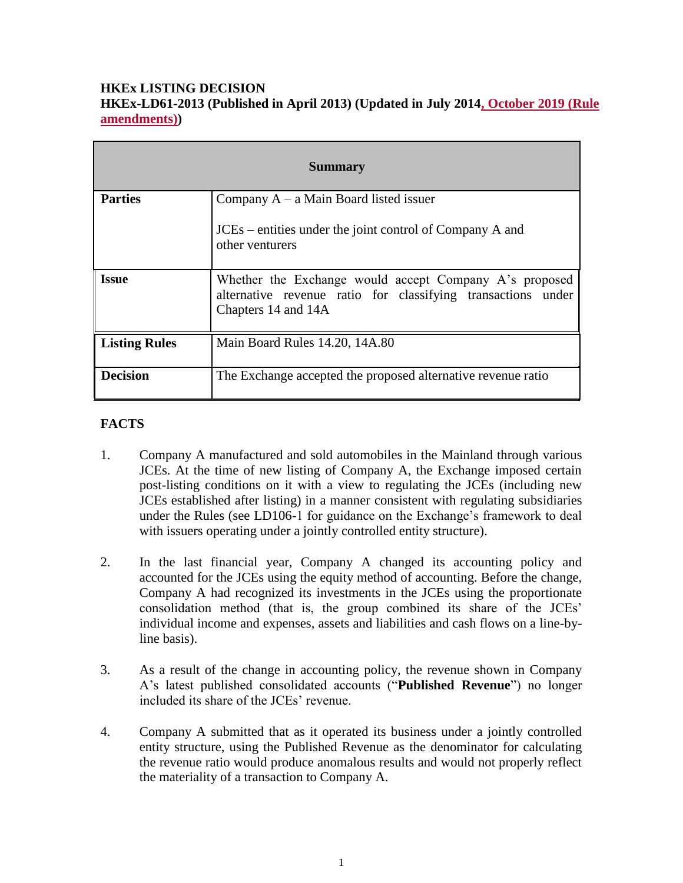**HKEx LISTING DECISION**
**HKEx-LD61-2013 (Published in April 2013) (Updated in July 2014, October 2019 (Rule amendments))**

| Summary | |
|---|---|
| **Parties** | Company A – a Main Board listed issuer<br><br>JCEs – entities under the joint control of Company A and other venturers |
| **Issue** | Whether the Exchange would accept Company A's proposed alternative revenue ratio for classifying transactions under Chapters 14 and 14A |
| **Listing Rules** | Main Board Rules 14.20, 14A.80 |
| **Decision** | The Exchange accepted the proposed alternative revenue ratio |

**FACTS**

1. Company A manufactured and sold automobiles in the Mainland through various JCEs. At the time of new listing of Company A, the Exchange imposed certain post-listing conditions on it with a view to regulating the JCEs (including new JCEs established after listing) in a manner consistent with regulating subsidiaries under the Rules (see LD106-1 for guidance on the Exchange's framework to deal with issuers operating under a jointly controlled entity structure).

2. In the last financial year, Company A changed its accounting policy and accounted for the JCEs using the equity method of accounting. Before the change, Company A had recognized its investments in the JCEs using the proportionate consolidation method (that is, the group combined its share of the JCEs' individual income and expenses, assets and liabilities and cash flows on a line-by-line basis).

3. As a result of the change in accounting policy, the revenue shown in Company A's latest published consolidated accounts ("**Published Revenue**") no longer included its share of the JCEs' revenue.

4. Company A submitted that as it operated its business under a jointly controlled entity structure, using the Published Revenue as the denominator for calculating the revenue ratio would produce anomalous results and would not properly reflect the materiality of a transaction to Company A.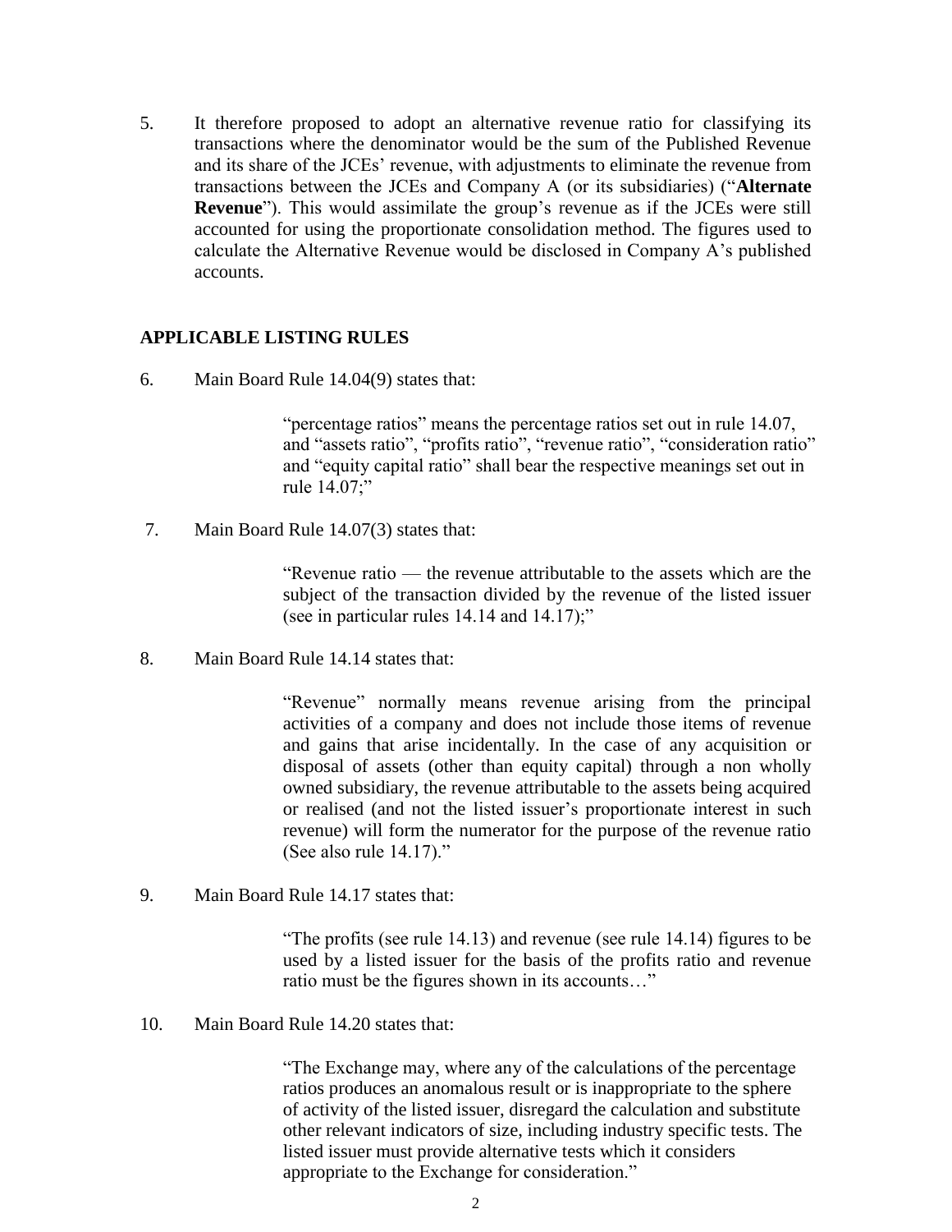5. It therefore proposed to adopt an alternative revenue ratio for classifying its transactions where the denominator would be the sum of the Published Revenue and its share of the JCEs' revenue, with adjustments to eliminate the revenue from transactions between the JCEs and Company A (or its subsidiaries) ("**Alternate Revenue**"). This would assimilate the group's revenue as if the JCEs were still accounted for using the proportionate consolidation method. The figures used to calculate the Alternative Revenue would be disclosed in Company A's published accounts.

## APPLICABLE LISTING RULES

6. Main Board Rule 14.04(9) states that:

> "percentage ratios" means the percentage ratios set out in rule 14.07, and "assets ratio", "profits ratio", "revenue ratio", "consideration ratio" and "equity capital ratio" shall bear the respective meanings set out in rule 14.07;"

7. Main Board Rule 14.07(3) states that:

> "Revenue ratio — the revenue attributable to the assets which are the subject of the transaction divided by the revenue of the listed issuer (see in particular rules 14.14 and 14.17);"

8. Main Board Rule 14.14 states that:

> "Revenue" normally means revenue arising from the principal activities of a company and does not include those items of revenue and gains that arise incidentally. In the case of any acquisition or disposal of assets (other than equity capital) through a non wholly owned subsidiary, the revenue attributable to the assets being acquired or realised (and not the listed issuer's proportionate interest in such revenue) will form the numerator for the purpose of the revenue ratio (See also rule 14.17)."

9. Main Board Rule 14.17 states that:

> "The profits (see rule 14.13) and revenue (see rule 14.14) figures to be used by a listed issuer for the basis of the profits ratio and revenue ratio must be the figures shown in its accounts…"

10. Main Board Rule 14.20 states that:

> "The Exchange may, where any of the calculations of the percentage ratios produces an anomalous result or is inappropriate to the sphere of activity of the listed issuer, disregard the calculation and substitute other relevant indicators of size, including industry specific tests. The listed issuer must provide alternative tests which it considers appropriate to the Exchange for consideration."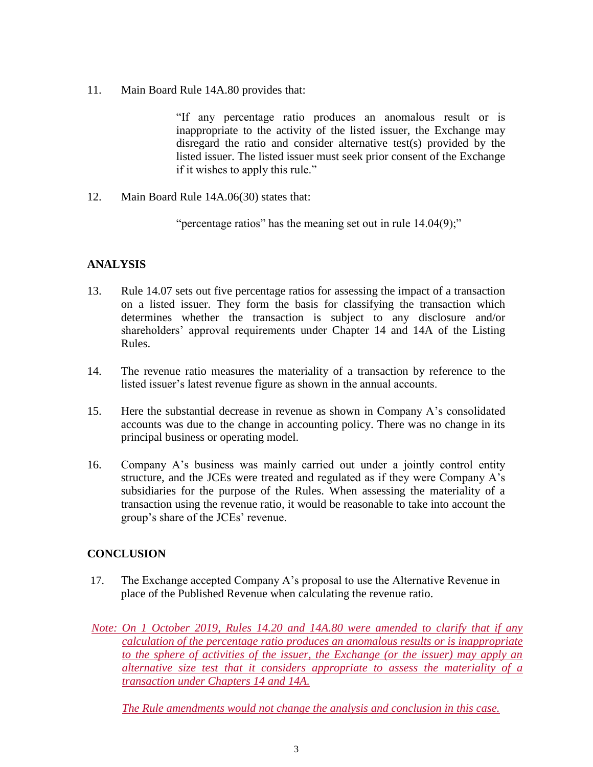11. Main Board Rule 14A.80 provides that:

> "If any percentage ratio produces an anomalous result or is inappropriate to the activity of the listed issuer, the Exchange may disregard the ratio and consider alternative test(s) provided by the listed issuer. The listed issuer must seek prior consent of the Exchange if it wishes to apply this rule."

12. Main Board Rule 14A.06(30) states that:

> "percentage ratios" has the meaning set out in rule 14.04(9);"

## ANALYSIS

13. Rule 14.07 sets out five percentage ratios for assessing the impact of a transaction on a listed issuer. They form the basis for classifying the transaction which determines whether the transaction is subject to any disclosure and/or shareholders' approval requirements under Chapter 14 and 14A of the Listing Rules.

14. The revenue ratio measures the materiality of a transaction by reference to the listed issuer's latest revenue figure as shown in the annual accounts.

15. Here the substantial decrease in revenue as shown in Company A's consolidated accounts was due to the change in accounting policy. There was no change in its principal business or operating model.

16. Company A's business was mainly carried out under a jointly control entity structure, and the JCEs were treated and regulated as if they were Company A's subsidiaries for the purpose of the Rules. When assessing the materiality of a transaction using the revenue ratio, it would be reasonable to take into account the group's share of the JCEs' revenue.

## CONCLUSION

17. The Exchange accepted Company A's proposal to use the Alternative Revenue in place of the Published Revenue when calculating the revenue ratio.

*Note: On 1 October 2019, Rules 14.20 and 14A.80 were amended to clarify that if any calculation of the percentage ratio produces an anomalous results or is inappropriate to the sphere of activities of the issuer, the Exchange (or the issuer) may apply an alternative size test that it considers appropriate to assess the materiality of a transaction under Chapters 14 and 14A.*

*The Rule amendments would not change the analysis and conclusion in this case.*